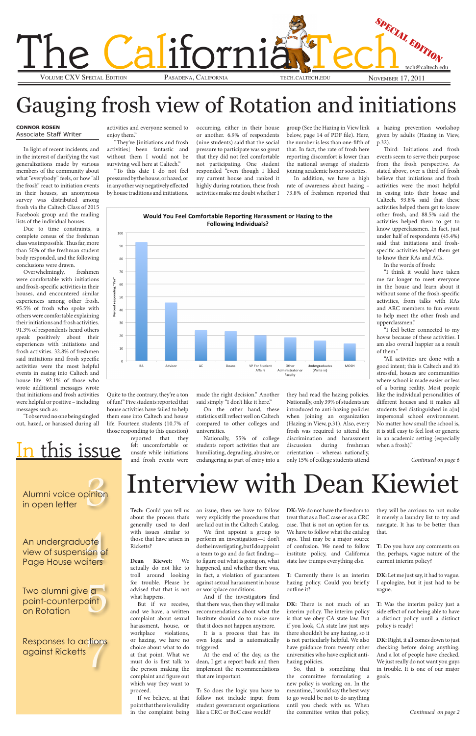# The California Tech

SPECIAL EDITION

tech@caltech.edu

Volume CXV Special Edition | Pasadena, California | tech.caltech.edu | November 17, 2011

# Gauging frosh view of Rotation and initiations

**CONNOR ROSEN**
Associate Staff Writer

In light of recent incidents, and in the interest of clarifying the vast generalizations made by various members of the community about what "everybody" feels, or how "all the frosh" react to initiation events in their houses, an anonymous survey was distributed among frosh via the Caltech Class of 2015 Facebook group and the mailing lists of the individual houses.

Due to time constraints, a complete census of the freshman class was impossible. Thus far, more than 50% of the freshman student body responded, and the following conclusions were drawn.

Overwhelmingly, freshmen were comfortable with initiations and frosh-specific activities in their houses, and encountered similar experiences among other frosh. 95.5% of frosh who spoke with others were comfortable explaining their initiations and frosh activities. 91.3% of respondents heard others speak positively about their experiences with initiations and frosh activities. 32.8% of freshmen said initiations and frosh specific activities were the most helpful events in easing into Caltech and house life. 92.1% of those who wrote additional messages wrote that initiations and frosh activities were helpful or positive – including messages such as:

"I observed no one being singled out, hazed, or harassed during all activities and everyone seemed to enjoy them."

"They've [initiations and frosh activities] been fantastic and without them I would not be surviving well here at Caltech."

"To this date I do not feel pressured by the house, or hazed, or in any other way negatively effected by house traditions and initiations. Quite to the contrary, they're a ton of fun!" Five students reported that house activities have failed to help them ease into Caltech and house life. Fourteen students (10.7% of those responding to this question) reported that they felt uncomfortable or unsafe while initiations and frosh events were occurring, either in their house or another. 6.9% of respondents (nine students) said that the social pressure to participate was so great that they did not feel comfortable not participating. One student responded "even though I liked my current house and ranked it highly during rotation, these frosh activities make me doubt whether I made the right decision." Another said simply "I don't like it here."

On the other hand, these statistics still reflect well on Caltech compared to other colleges and universities.

Nationally, 55% of college students report activities that are humiliating, degrading, abusive, or endangering as part of entry into a group (See the Hazing in View link below, page 14 of PDF file). Here, the number is less than one-fifth of that. In fact, the rate of frosh here reporting discomfort is lower than the national average of students joining academic honor societies.

In addition, we have a high rate of awareness about hazing – 73.8% of freshmen reported that they had read the hazing policies. Nationally, only 39% of students are introduced to anti-hazing policies when joining an organization (Hazing in View, p.31). Also, every frosh was required to attend the discrimination and harassment discussion during freshman orientation – whereas nationally, only 15% of college students attend a hazing prevention workshop given by adults (Hazing in View, p.32).

Third: Initiations and frosh events seem to serve their purpose from the frosh perspective. As stated above, over a third of frosh believe that initiations and frosh activities were the most helpful in easing into their house and Caltech. 93.8% said that these activities helped them get to know other frosh, and 88.5% said the activities helped them to get to know upperclassmen. In fact, just under half of respondents (45.4%) said that initiations and frosh-specific activities helped them get to know their RAs and ACs.

In the words of frosh:

"I think it would have taken me far longer to meet everyone in the house and learn about it without some of the frosh-specific activities, from talks with RAs and ARC members to fun events to help meet the other frosh and upperclassmen."

"I feel better connected to my hovse because of these activities. I am also overall happier as a result of them."

"All activities are done with a good intent; this is Caltech and it's stressful, houses are communities where school is made easier or less of a boring reality. Most people like the individual personalities of different houses and it makes all students feel distinguished in a[n] impersonal school environment. No matter how small the school is, it is still easy to feel lost or generic in an academic setting (especially when a frosh)."

*Continued on page 6*

**Would You Feel Comfortable Reporting Harassment or Hazing to the Following Individuals?**

| Individual | Percent responding "Yes" (approx.) |
|---|---|
| RA | 93 |
| Advisor | 45 |
| AC | 24 |
| Deans | 23 |
| VP For Student Affairs | 20 |
| Other Administrator or Faculty | 18 |
| Undergraduates (Write in) | 16 |
| MOSH | 13 |

## In this issue

- Alumni voice opinion in open letter — 3
- An undergraduate view of suspension of Page House waiters — 4
- Two alumni give a point-counterpoint on Rotation — 5
- Responses to actions against Ricketts — 7

# Interview with Dean Kiewiet

**Tech:** Could you tell us about the process that's generally used to deal with issues similar to those that have arisen in Ricketts?

**Dean Kiewiet:** We actually do not like to troll around looking for trouble. Please be advised that that is not what happens.

But if we receive, and we have, a written complaint about sexual harassment, house, or workplace violations, or hazing, we have no choice about what to do at that point. What we must do is first talk to the person making the complaint and figure out which way they want to proceed.

If we believe, at that point that there is validity in the complaint being an issue, then we have to follow very explicitly the procedures that are laid out in the Caltech Catalog.

We first appoint a group to perform an investigation—I don't do the investigating, but I do appoint a team to go and do fact finding—to figure out what is going on, what happened, and whether there was, in fact, a violation of guarantees against sexual harassment in house or workplace conditions.

And if the investigators find that there was, then they will make recommendations about what the Institute should do to make sure that it does not happen anymore.

It is a process that has its own logic and is automatically triggered.

At the end of the day, as the dean, I get a report back and then implement the recommendations that are important.

**T:** So does the logic you have to follow not include input from student government organizations like a CRC or BoC case would?

**DK:** We do not have the freedom to treat that as a BoC case or as a CRC case. That is not an option for us. We have to follow what the catalog says. That may be a major source of confusion. We need to follow institute policy, and California state law trumps everything else.

**T:** Currently there is an interim hazing policy. Could you briefly outline it?

**DK:** There is not much of an interim policy. The interim policy is that we obey CA state law. But if you look, CA state law just says there shouldn't be any hazing, so it is not particularly helpful. We also have guidance from twenty other universities who have explicit anti-hazing policies.

So, that is something that the committee formulating a new policy is working on. In the meantime, I would say the best way to go would be not to do anything until you check with us. When the committee writes that policy, they will be anxious to not make it merely a laundry list to try and navigate. It has to be better than that.

**T:** Do you have any comments on the, perhaps, vague nature of the current interim policy?

**DK:** Let me just say, it had to vague. I apologize, but it just had to be vague.

**T:** Was the interim policy just a side effect of not being able to have a distinct policy until a distinct policy is ready?

**DK:** Right, it all comes down to just checking before doing anything. And a lot of people have checked. We just really do not want you guys in trouble. It is one of our major goals.

*Continued on page 2*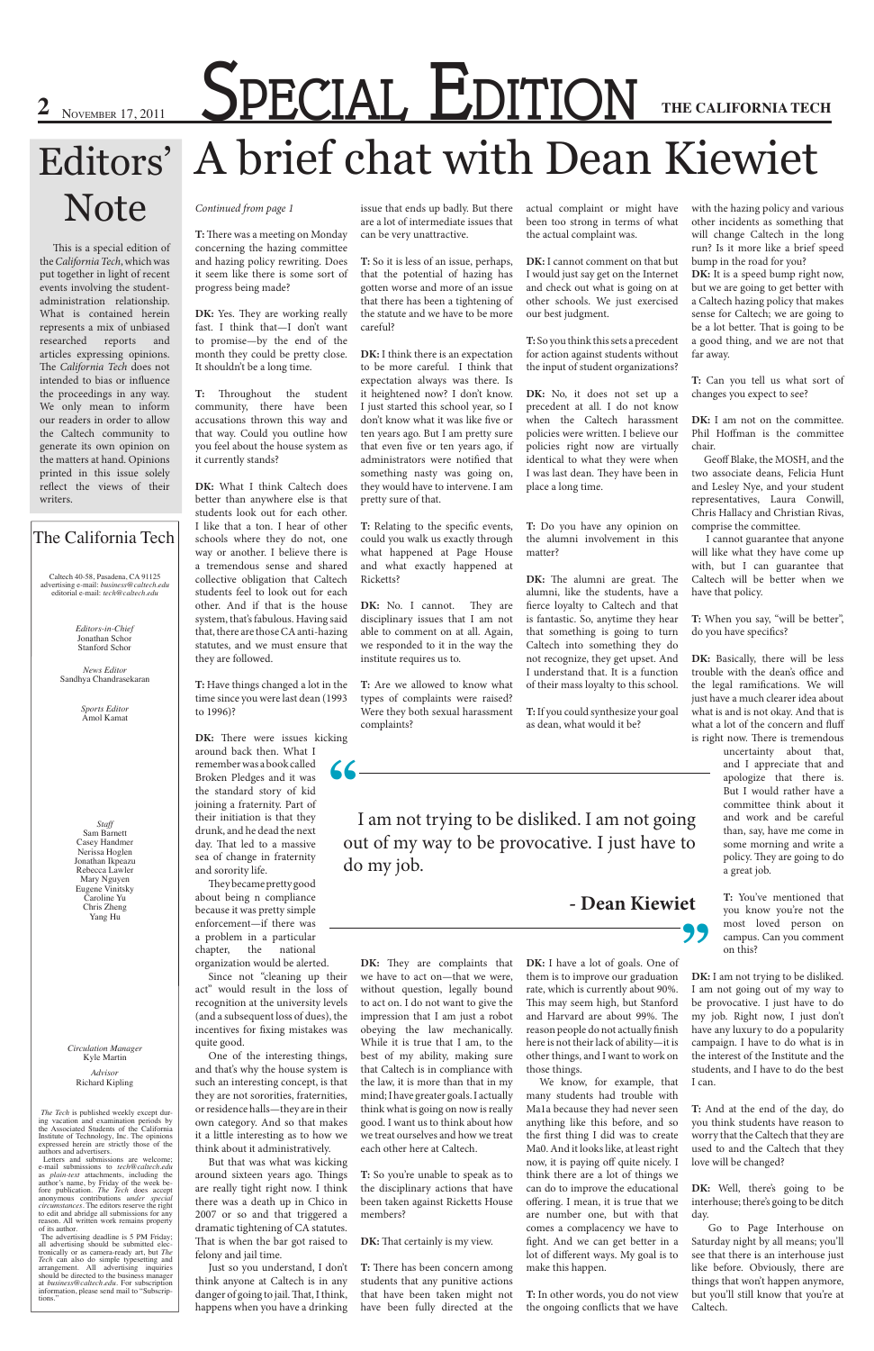# Special Edition

# Editors' Note

This is a special edition of the *California Tech*, which was put together in light of recent events involving the student-administration relationship. What is contained herein represents a mix of unbiased researched reports and articles expressing opinions. The *California Tech* does not intended to bias or influence the proceedings in any way. We only mean to inform our readers in order to allow the Caltech community to generate its own opinion on the matters at hand. Opinions printed in this issue solely reflect the views of their writers.

## The California Tech

Caltech 40-58, Pasadena, CA 91125
advertising e-mail: *business@caltech.edu*
editorial e-mail: *tech@caltech.edu*

*Editors-in-Chief*
Jonathan Schor
Stanford Schor

*News Editor*
Sandhya Chandrasekaran

*Sports Editor*
Amol Kamat

*Staff*
Sam Barnett
Casey Handmer
Nerissa Hoglen
Jonathan Ikpeazu
Rebecca Lawler
Mary Nguyen
Eugene Vinitsky
Caroline Yu
Chris Zheng
Yang Hu

*Circulation Manager*
Kyle Martin

*Advisor*
Richard Kipling

*The Tech* is published weekly except during vacation and examination periods by the Associated Students of the California Institute of Technology, Inc. The opinions expressed herein are strictly those of the authors and advertisers.

Letters and submissions are welcome; e-mail submissions to *tech@caltech.edu* as *plain-text* attachments, including the author's name, by Friday of the week before publication. *The Tech* does accept anonymous contributions *under special circumstances*. The editors reserve the right to edit and abridge all submissions for any reason. All written work remains property of its author.

The advertising deadline is 5 PM Friday; all advertising should be submitted electronically or as camera-ready art, but *The Tech* can also do simple typesetting and arrangement. All advertising inquiries should be directed to the business manager at *business@caltech.edu*. For subscription information, please send mail to "Subscriptions."

# A brief chat with Dean Kiewiet

*Continued from page 1*

**T:** There was a meeting on Monday concerning the hazing committee and hazing policy rewriting. Does it seem like there is some sort of progress being made?

**DK:** Yes. They are working really fast. I think that—I don't want to promise—by the end of the month they could be pretty close. It shouldn't be a long time.

**T:** Throughout the student community, there have been accusations thrown this way and that way. Could you outline how you feel about the house system as it currently stands?

**DK:** What I think Caltech does better than anywhere else is that students look out for each other. I like that a ton. I hear of other schools where they do not, one way or another. I believe there is a tremendous sense and shared collective obligation that Caltech students feel to look out for each other. And if that is the house system, that's fabulous. Having said that, there are those CA anti-hazing statutes, and we must ensure that they are followed.

**T:** Have things changed a lot in the time since you were last dean (1993 to 1996)?

**DK:** There were issues kicking around back then. What I remember was a book called Broken Pledges and it was the standard story of kid joining a fraternity. Part of their initiation is that they drunk, and he dead the next day. That led to a massive sea of change in fraternity and sorority life.

They became pretty good about being n compliance because it was pretty simple enforcement—if there was a problem in a particular chapter, the national organization would be alerted.

Since not "cleaning up their act" would result in the loss of recognition at the university levels (and a subsequent loss of dues), the incentives for fixing mistakes was quite good.

One of the interesting things, and that's why the house system is such an interesting concept, is that they are not sororities, fraternities, or residence halls—they are in their own category. And so that makes it a little interesting as to how we think about it administratively.

But that was what was kicking around sixteen years ago. Things are really tight right now. I think there was a death up in Chico in 2007 or so and that triggered a dramatic tightening of CA statutes. That is when the bar got raised to felony and jail time.

Just so you understand, I don't think anyone at Caltech is in any danger of going to jail. That, I think, happens when you have a drinking issue that ends up badly. But there are a lot of intermediate issues that can be very unattractive.

**T:** So it is less of an issue, perhaps, that the potential of hazing has gotten worse and more of an issue that there has been a tightening of the statute and we have to be more careful?

**DK:** I think there is an expectation to be more careful. I think that expectation always was there. Is it heightened now? I don't know. I just started this school year, so I don't know what it was like five or ten years ago. But I am pretty sure that even five or ten years ago, if administrators were notified that something nasty was going on, they would have to intervene. I am pretty sure of that.

**T:** Relating to the specific events, could you walk us exactly through what happened at Page House and what exactly happened at Ricketts?

**DK:** No. I cannot. They are disciplinary issues that I am not able to comment on at all. Again, we responded to it in the way the institute requires us to.

**T:** Are we allowed to know what types of complaints were raised? Were they both sexual harassment complaints?

> I am not trying to be disliked. I am not going out of my way to be provocative. I just have to do my job.
>
> **- Dean Kiewiet**

**DK:** They are complaints that we have to act on—that we were, without question, legally bound to act on. I do not want to give the impression that I am just a robot obeying the law mechanically. While it is true that I am, to the best of my ability, making sure that Caltech is in compliance with the law, it is more than that in my mind; I have greater goals. I actually think what is going on now is really good. I want us to think about how we treat ourselves and how we treat each other here at Caltech.

**T:** So you're unable to speak as to the disciplinary actions that have been taken against Ricketts House members?

**DK:** That certainly is my view.

**T:** There has been concern among students that any punitive actions that have been taken might not have been fully directed at the actual complaint or might have been too strong in terms of what the actual complaint was.

**DK:** I cannot comment on that but I would just say get on the Internet and check out what is going on at other schools. We just exercised our best judgment.

**T:** So you think this sets a precedent for action against students without the input of student organizations?

**DK:** No, it does not set up a precedent at all. I do not know when the Caltech harassment policies were written. I believe our policies right now are virtually identical to what they were when I was last dean. They have been in place a long time.

**T:** Do you have any opinion on the alumni involvement in this matter?

**DK:** The alumni are great. The alumni, like the students, have a fierce loyalty to Caltech and that is fantastic. So, anytime they hear that something is going to turn Caltech into something they do not recognize, they get upset. And I understand that. It is a function of their mass loyalty to this school.

**T:** If you could synthesize your goal as dean, what would it be?

**DK:** I have a lot of goals. One of them is to improve our graduation rate, which is currently about 90%. This may seem high, but Stanford and Harvard are about 99%. The reason people do not actually finish here is not their lack of ability—it is other things, and I want to work on those things.

We know, for example, that many students had trouble with Ma1a because they had never seen anything like this before, and so the first thing I did was to create Ma0. And it looks like, at least right now, it is paying off quite nicely. I think there are a lot of things we can do to improve the educational offering. I mean, it is true that we are number one, but with that comes a complacency we have to fight. And we can get better in a lot of different ways. My goal is to make this happen.

**T:** In other words, you do not view the ongoing conflicts that we have with the hazing policy and various other incidents as something that will change Caltech in the long run? Is it more like a brief speed bump in the road for you?

**DK:** It is a speed bump right now, but we are going to get better with a Caltech hazing policy that makes sense for Caltech; we are going to be a lot better. That is going to be a good thing, and we are not that far away.

**T:** Can you tell us what sort of changes you expect to see?

**DK:** I am not on the committee. Phil Hoffman is the committee chair.

Geoff Blake, the MOSH, and the two associate deans, Felicia Hunt and Lesley Nye, and your student representatives, Laura Conwill, Chris Hallacy and Christian Rivas, comprise the committee.

I cannot guarantee that anyone will like what they have come up with, but I can guarantee that Caltech will be better when we have that policy.

**T:** When you say, "will be better", do you have specifics?

**DK:** Basically, there will be less trouble with the dean's office and the legal ramifications. We will just have a much clearer idea about what is and is not okay. And that is what a lot of the concern and fluff is right now. There is tremendous uncertainty about that, and I appreciate that and apologize that there is. But I would rather have a committee think about it and work and be careful than, say, have me come in some morning and write a policy. They are going to do a great job.

**T:** You've mentioned that you know you're not the most loved person on campus. Can you comment on this?

**DK:** I am not trying to be disliked. I am not going out of my way to be provocative. I just have to do my job. Right now, I just don't have any luxury to do a popularity campaign. I have to do what is in the interest of the Institute and the students, and I have to do the best I can.

**T:** And at the end of the day, do you think students have reason to worry that the Caltech that they are used to and the Caltech that they love will be changed?

**DK:** Well, there's going to be interhouse; there's going to be ditch day.

Go to Page Interhouse on Saturday night by all means; you'll see that there is an interhouse just like before. Obviously, there are things that won't happen anymore, but you'll still know that you're at Caltech.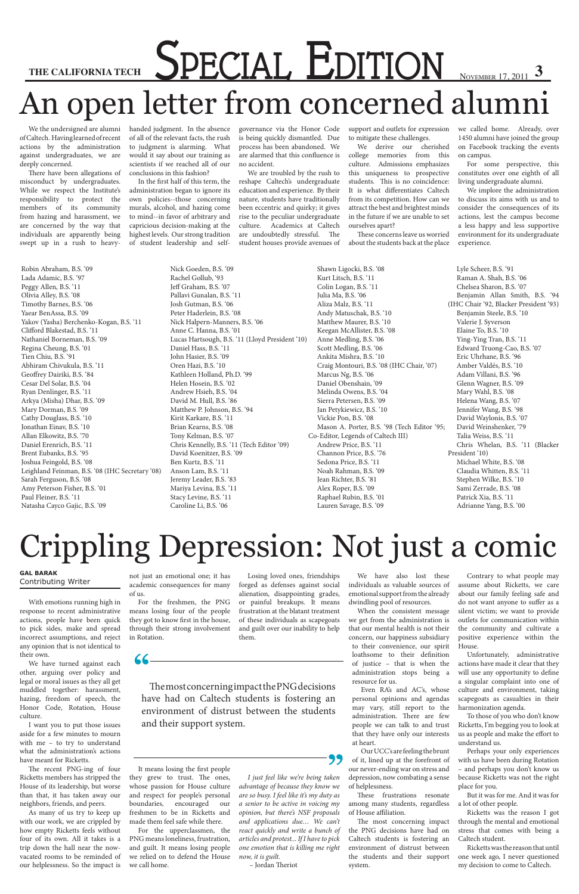# An open letter from concerned alumni

We the undersigned are alumni of Caltech. Having learned of recent actions by the administration against undergraduates, we are deeply concerned.

There have been allegations of misconduct by undergraduates. While we respect the Institute's responsibility to protect the members of its community from hazing and harassment, we are concerned by the way that individuals are apparently being swept up in a rush to heavy-handed judgment. In the absence of all of the relevant facts, the rush to judgment is alarming. What would it say about our training as scientists if we reached all of our conclusions in this fashion?

In the first half of this term, the administration began to ignore its own policies--those concerning murals, alcohol, and hazing come to mind--in favor of arbitrary and capricious decision-making at the highest levels. Our strong tradition of student leadership and self-governance via the Honor Code is being quickly dismantled. Due process has been abandoned. We are alarmed that this confluence is no accident.

We are troubled by the rush to reshape Caltech's undergraduate education and experience. By their nature, students have traditionally been eccentric and quirky; it gives rise to the peculiar undergraduate culture. Academics at Caltech are undoubtedly stressful. The student houses provide avenues of support and outlets for expression to mitigate these challenges.

We derive our cherished college memories from this culture. Admissions emphasizes this uniqueness to prospective students. This is no coincidence: It is what differentiates Caltech from its competition. How can we attract the best and brightest minds in the future if we are unable to set ourselves apart?

These concerns leave us worried about the students back at the place we called home. Already, over 1450 alumni have joined the group on Facebook tracking the events on campus.

For some perspective, this constitutes over one eighth of all living undergraduate alumni.

We implore the administration to discuss its aims with us and to consider the consequences of its actions, lest the campus become a less happy and less supportive environment for its undergraduate experience.

Robin Abraham, B.S. '09
Lada Adamic, B.S. '97
Peggy Allen, B.S. '11
Olivia Alley, B.S. '08
Timothy Barnes, B.S. '06
Yaear BenAssa, B.S. '09
Yakov (Yasha) Berchenko-Kogan, B.S. '11
Clifford Blakestad, B.S. '11
Nathaniel Borneman, B.S. '09
Regina Cheung, B.S. '01
Tien Chiu, B.S. '91
Abhiram Chivukula, B.S. '11
Geoffrey Dairiki, B.S. '84
Cesar Del Solar, B.S. '04
Ryan Denlinger, B.S. '11
Arkya (Misha) Dhar, B.S. '09
Mary Dorman, B.S. '09
Cathy Douglass, B.S. '10
Jonathan Einav, B.S. '10
Allan Elkowitz, B.S. '70
Daniel Erenrich, B.S. '11
Brent Eubanks, B.S. '95
Joshua Feingold, B.S. '08
Leighland Feinman, B.S. '08 (IHC Secretary '08)
Sarah Ferguson, B.S. '08
Amy Peterson Fisher, B.S. '01
Paul Fleiner, B.S. '11
Natasha Cayco Gajic, B.S. '09
Nick Goeden, B.S. '09
Rachel Gollub, '93
Jeff Graham, B.S. '07
Pallavi Gunalan, B.S. '11
Josh Gutman, B.S. '06
Peter Haderlein, B.S. '08
Nick Halpern-Manners, B.S. '06
Anne C. Hanna, B.S. '01
Lucas Hartsough, B.S. '11 (Lloyd President '10)
Daniel Hass, B.S. '11
John Hasier, B.S. '09
Oren Hazi, B.S. '10
Kathleen Holland, Ph.D. '99
Helen Hosein, B.S. '02
Andrew Hsieh, B.S. '04
David M. Hull, B.S. '86
Matthew P. Johnson, B.S. '94
Kirit Karkare, B.S. '11
Brian Kearns, B.S. '08
Tony Kelman, B.S. '07
Chris Kennelly, B.S. '11 (Tech Editor '09)
David Koenitzer, B.S. '09
Ben Kurtz, B.S. '11
Anson Lam, B.S. '11
Jeremy Leader, B.S. '83
Mariya Levina, B.S. '11
Stacy Levine, B.S. '11
Caroline Li, B.S. '06
Shawn Ligocki, B.S. '08
Kurt Litsch, B.S. '11
Colin Logan, B.S. '11
Julia Ma, B.S. '06
Aliza Malz, B.S. '11
Andy Matuschak, B.S. '10
Matthew Maurer, B.S. '10
Keegan McAllister, B.S. '08
Anne Medling, B.S. '06
Scott Medling, B.S. '06
Ankita Mishra, B.S. '10
Craig Montouri, B.S. '08 (IHC Chair, '07)
Marcus Ng, B.S. '06
Daniel Obenshain, '09
Melinda Owens, B.S. '04
Sierra Petersen, B.S. '09
Jan Petykiewicz, B.S. '10
Vickie Pon, B.S. '08
Mason A. Porter, B.S. '98 (Tech Editor '95; Co-Editor, Legends of Caltech III)
Andrew Price, B.S. '11
Channon Price, B.S. '76
Sedona Price, B.S. '11
Noah Rahman, B.S. '09
Jean Richter, B.S. '81
Alex Roper, B.S. '09
Raphael Rubin, B.S. '01
Lauren Savage, B.S. '09
Lyle Scheer, B.S. '91
Raman A. Shah, B.S. '06
Chelsea Sharon, B.S. '07
Benjamin Allan Smith, B.S. '94 (IHC Chair '92, Blacker President '93)
Benjamin Steele, B.S. '10
Valerie J. Syverson
Elaine To, B.S. '10
Ying-Ying Tran, B.S. '11
Edward Truong-Cao, B.S. '07
Eric Uhrhane, B.S. '96
Amber Valdés, B.S. '10
Adam Villani, B.S. '96
Glenn Wagner, B.S. '09
Mary Wahl, B.S. '08
Helena Wang, B.S. '07
Jennifer Wang, B.S. '98
David Waylonis, B.S. '07
David Weinshenker, '79
Talia Weiss, B.S. '11
Chris Whelan, B.S. '11 (Blacker President '10)
Michael White, B.S. '08
Claudia Whitten, B.S. '11
Stephen Wilke, B.S. '10
Sami Zerrade, B.S. '08
Patrick Xia, B.S. '11
Adrianne Yang, B.S. '00

# Crippling Depression: Not just a comic

**GAL BARAK**
Contributing Writer

With emotions running high in response to recent administrative actions, people have been quick to pick sides, make and spread incorrect assumptions, and reject any opinion that is not identical to their own.

We have turned against each other, arguing over policy and legal or moral issues as they all get muddled together: harassment, hazing, freedom of speech, the Honor Code, Rotation, House culture.

I want you to put those issues aside for a few minutes to mourn with me – to try to understand what the administration's actions have meant for Ricketts.

The recent PNG-ing of four Ricketts members has stripped the House of its leadership, but worse than that, it has taken away our neighbors, friends, and peers.

As many of us try to keep up with our work, we are crippled by how empty Ricketts feels without four of its own. All it takes is a trip down the hall near the now-vacated rooms to be reminded of our helplessness. So the impact is not just an emotional one; it has academic consequences for many of us.

For the freshmen, the PNG means losing four of the people they got to know first in the house, through their strong involvement in Rotation.

Losing loved ones, friendships forged as defenses against social alienation, disappointing grades, or painful breakups. It means frustration at the blatant treatment of these individuals as scapegoats and guilt over our inability to help them.

> The most concerning impact the PNG decisions have had on Caltech students is fostering an environment of distrust between the students and their support system.

It means losing the first people they grew to trust. The ones, whose passion for House culture and respect for people's personal boundaries, encouraged our freshmen to be in Ricketts and made them feel safe while there.

For the upperclassmen, the PNG means loneliness, frustration, and guilt. It means losing people we relied on to defend the House we call home.

*I just feel like we're being taken advantage of because they know we are so busy. I feel like it's my duty as a senior to be active in voicing my opinion, but there's NSF proposals and applications due... We can't react quickly and write a bunch of articles and protest... If I have to pick one emotion that is killing me right now, it is guilt.*

– Jordan Theriot

We have also lost these individuals as valuable sources of emotional support from the already dwindling pool of resources.

When the consistent message we get from the administration is that our mental health is not their concern, our happiness subsidiary to their convenience, our spirit loathsome to their definition of justice – that is when the administration stops being a resource for us.

Even RA's and AC's, whose personal opinions and agendas may vary, still report to the administration. There are few people we can talk to and trust that they have only our interests at heart.

Our UCC's are feeling the brunt of it, lined up at the forefront of our never-ending war on stress and depression, now combating a sense of helplessness.

These frustrations resonate among many students, regardless of House affiliation.

The most concerning impact the PNG decisions have had on Caltech students is fostering an environment of distrust between the students and their support system.

Contrary to what people may assume about Ricketts, we care about our family feeling safe and do not want anyone to suffer as a silent victim; we want to provide outlets for communication within the community and cultivate a positive experience within the House.

Unfortunately, administrative actions have made it clear that they will use any opportunity to define a singular complaint into one of culture and environment, taking scapegoats as casualties in their harmonization agenda.

To those of you who don't know Ricketts, I'm begging you to look at us as people and make the effort to understand us.

Perhaps your only experiences with us have been during Rotation – and perhaps you don't know us because Ricketts was not the right place for you.

But it was for me. And it was for a lot of other people.

Ricketts was the reason I got through the mental and emotional stress that comes with being a Caltech student.

Ricketts was the reason that until one week ago, I never questioned my decision to come to Caltech.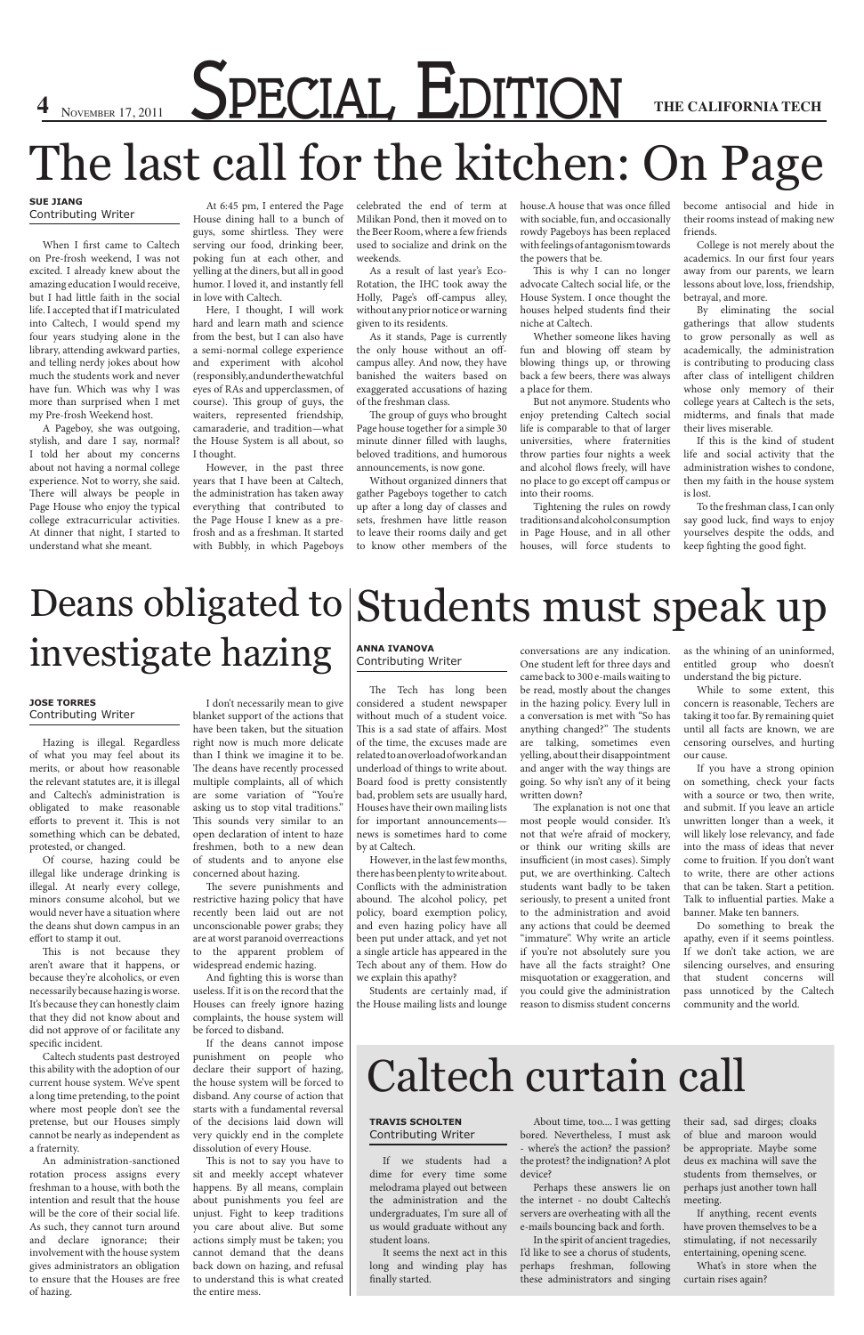# Special Edition

# The last call for the kitchen: On Page

**SUE JIANG**
Contributing Writer

When I first came to Caltech on Pre-frosh weekend, I was not excited. I already knew about the amazing education I would receive, but I had little faith in the social life. I accepted that if I matriculated into Caltech, I would spend my four years studying alone in the library, attending awkward parties, and telling nerdy jokes about how much the students work and never have fun. Which was why I was more than surprised when I met my Pre-frosh Weekend host.

A Pageboy, she was outgoing, stylish, and dare I say, normal? I told her about my concerns about not having a normal college experience. Not to worry, she said. There will always be people in Page House who enjoy the typical college extracurricular activities. At dinner that night, I started to understand what she meant.

At 6:45 pm, I entered the Page House dining hall to a bunch of guys, some shirtless. They were serving our food, drinking beer, poking fun at each other, and yelling at the diners, but all in good humor. I loved it, and instantly fell in love with Caltech.

Here, I thought, I will work hard and learn math and science from the best, but I can also have a semi-normal college experience and experiment with alcohol (responsibly, and under the watchful eyes of RAs and upperclassmen, of course). This group of guys, the waiters, represented friendship, camaraderie, and tradition—what the House System is all about, so I thought.

However, in the past three years that I have been at Caltech, the administration has taken away everything that contributed to the Page House I knew as a pre-frosh and as a freshman. It started with Bubbly, in which Pageboys celebrated the end of term at Milikan Pond, then it moved on to the Beer Room, where a few friends used to socialize and drink on the weekends.

As a result of last year's Eco-Rotation, the IHC took away the Holly, Page's off-campus alley, without any prior notice or warning given to its residents.

As it stands, Page is currently the only house without an off-campus alley. And now, they have banished the waiters based on exaggerated accusations of hazing of the freshman class.

The group of guys who brought Page house together for a simple 30 minute dinner filled with laughs, beloved traditions, and humorous announcements, is now gone.

Without organized dinners that gather Pageboys together to catch up after a long day of classes and sets, freshmen have little reason to leave their rooms daily and get to know other members of the house. A house that was once filled with sociable, fun, and occasionally rowdy Pageboys has been replaced with feelings of antagonism towards the powers that be.

This is why I can no longer advocate Caltech social life, or the House System. I once thought the houses helped students find their niche at Caltech.

Whether someone likes having fun and blowing off steam by blowing things up, or throwing back a few beers, there was always a place for them.

But not anymore. Students who enjoy pretending Caltech social life is comparable to that of larger universities, where fraternities throw parties four nights a week and alcohol flows freely, will have no place to go except off campus or into their rooms.

Tightening the rules on rowdy traditions and alcohol consumption in Page House, and in all other houses, will force students to become antisocial and hide in their rooms instead of making new friends.

College is not merely about the academics. In our first four years away from our parents, we learn lessons about love, loss, friendship, betrayal, and more.

By eliminating the social gatherings that allow students to grow personally as well as academically, the administration is contributing to producing class after class of intelligent children whose only memory of their college years at Caltech is the sets, midterms, and finals that made their lives miserable.

If this is the kind of student life and social activity that the administration wishes to condone, then my faith in the house system is lost.

To the freshman class, I can only say good luck, find ways to enjoy yourselves despite the odds, and keep fighting the good fight.

# Deans obligated to investigate hazing

**JOSE TORRES**
Contributing Writer

Hazing is illegal. Regardless of what you may feel about its merits, or about how reasonable the relevant statutes are, it is illegal and Caltech's administration is obligated to make reasonable efforts to prevent it. This is not something which can be debated, protested, or changed.

Of course, hazing could be illegal like underage drinking is illegal. At nearly every college, minors consume alcohol, but we would never have a situation where the deans shut down campus in an effort to stamp it out.

This is not because they aren't aware that it happens, or because they're alcoholics, or even necessarily because hazing is worse. It's because they can honestly claim that they did not know about and did not approve of or facilitate any specific incident.

Caltech students past destroyed this ability with the adoption of our current house system. We've spent a long time pretending, to the point where most people don't see the pretense, but our Houses simply cannot be nearly as independent as a fraternity.

An administration-sanctioned rotation process assigns every freshman to a house, with both the intention and result that the house will be the core of their social life. As such, they cannot turn around and declare ignorance; their involvement with the house system gives administrators an obligation to ensure that the Houses are free of hazing.

I don't necessarily mean to give blanket support of the actions that have been taken, but the situation right now is much more delicate than I think we imagine it to be. The deans have recently processed multiple complaints, all of which are some variation of "You're asking us to stop vital traditions." This sounds very similar to an open declaration of intent to haze freshmen, both to a new dean of students and to anyone else concerned about hazing.

The severe punishments and restrictive hazing policy that have recently been laid out are not unconscionable power grabs; they are at worst paranoid overreactions to the apparent problem of widespread endemic hazing.

And fighting this is worse than useless. If it is on the record that the Houses can freely ignore hazing complaints, the house system will be forced to disband.

If the deans cannot impose punishment on people who declare their support of hazing, the house system will be forced to disband. Any course of action that starts with a fundamental reversal of the decisions laid down will very quickly end in the complete dissolution of every House.

This is not to say you have to sit and meekly accept whatever happens. By all means, complain about punishments you feel are unjust. Fight to keep traditions you care about alive. But some actions simply must be taken; you cannot demand that the deans back down on hazing, and refusal to understand this is what created the entire mess.

# Students must speak up

**ANNA IVANOVA**
Contributing Writer

The Tech has long been considered a student newspaper without much of a student voice. This is a sad state of affairs. Most of the time, the excuses made are related to an overload of work and an underload of things to write about. Board food is pretty consistently bad, problem sets are usually hard, Houses have their own mailing lists for important announcements—news is sometimes hard to come by at Caltech.

However, in the last few months, there has been plenty to write about. Conflicts with the administration abound. The alcohol policy, pet policy, board exemption policy, and even hazing policy have all been put under attack, and yet not a single article has appeared in the Tech about any of them. How do we explain this apathy?

Students are certainly mad, if the House mailing lists and lounge conversations are any indication. One student left for three days and came back to 300 e-mails waiting to be read, mostly about the changes in the hazing policy. Every lull in a conversation is met with "So has anything changed?" The students are talking, sometimes even yelling, about their disappointment and anger with the way things are going. So why isn't any of it being written down?

The explanation is not one that most people would consider. It's not that we're afraid of mockery, or think our writing skills are insufficient (in most cases). Simply put, we are overthinking. Caltech students want badly to be taken seriously, to present a united front to the administration and avoid any actions that could be deemed "immature". Why write an article if you're not absolutely sure you have all the facts straight? One misquotation or exaggeration, and you could give the administration reason to dismiss student concerns as the whining of an uninformed, entitled group who doesn't understand the big picture.

While to some extent, this concern is reasonable, Techers are taking it too far. By remaining quiet until all facts are known, we are censoring ourselves, and hurting our cause.

If you have a strong opinion on something, check your facts with a source or two, then write, and submit. If you leave an article unwritten longer than a week, it will likely lose relevancy, and fade into the mass of ideas that never come to fruition. If you don't want to write, there are other actions that can be taken. Start a petition. Talk to influential parties. Make a banner. Make ten banners.

Do something to break the apathy, even if it seems pointless. If we don't take action, we are silencing ourselves, and ensuring that student concerns will pass unnoticed by the Caltech community and the world.

# Caltech curtain call

**TRAVIS SCHOLTEN**
Contributing Writer

If we students had a dime for every time some melodrama played out between the administration and the undergraduates, I'm sure all of us would graduate without any student loans.

It seems the next act in this long and winding play has finally started.

About time, too.... I was getting bored. Nevertheless, I must ask - where's the action? the passion? the protest? the indignation? A plot device?

Perhaps these answers lie on the internet - no doubt Caltech's servers are overheating with all the e-mails bouncing back and forth.

In the spirit of ancient tragedies, I'd like to see a chorus of students, perhaps freshman, following these administrators and singing their sad, sad dirges; cloaks of blue and maroon would be appropriate. Maybe some deus ex machina will save the students from themselves, or perhaps just another town hall meeting.

If anything, recent events have proven themselves to be a stimulating, if not necessarily entertaining, opening scene.

What's in store when the curtain rises again?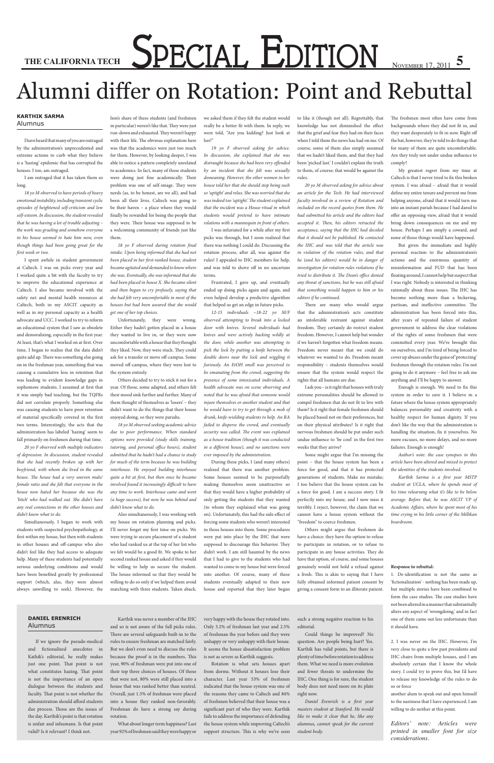# Alumni differ on Rotation: Point and Rebuttal

**KARTHIK SARMA**
Alumnus

I have heard that many of you are outraged by the administration's unprecedented and extreme actions to curb what they believe is a 'hazing' epidemic that has corrupted the houses. I too, am outraged.

I am outraged that it has taken them so long.

*18 yo M observed to have periods of heavy emotional instability, including transient cyclic episodes of heightened self-criticism and low self-esteem. In discussion, the student revealed that he was having a lot of trouble adjusting – the work was grueling and somehow everyone in his house seemed to hate him now, even though things had been going great for the first week or two.*

I spent awhile in student government at Caltech. I was on picks every year and I worked quite a bit with the faculty to try to improve the educational experience at Caltech. I also became involved with the safety net and mental health resources at Caltech, both in my ASCIT capacity as well as in my personal capacity as a health advocate and UCC. I worked to try to reform an educational system that I saw as obsolete and demoralizing, especially in the first year. At least, that's what I worked on at first. Over time, I began to realize that the data didn't quite add up. There was something else going on in the freshman year, something that was causing a cumulative loss in retention that was leading to evident knowledge gaps in sophomore students. I assumed at first that it was simply bad teaching, but the TQFRs did not correlate properly. Something else was causing students to have poor retention of material specifically covered in the first two terms. Interestingly, the acts that the administration has labeled 'hazing' seem to fall primarily on freshmen during that time.

*20 yo F observed with multiple indicators of depression. In discussion, student revealed that she had recently broken up with her boyfriend, with whom she lived in the same house. The house had a very uneven male/female ratio and she felt that everyone in the house now hated her because she was the 'bitch' who had walked out. She didn't have any real connections in the other houses and didn't know what to do.*

Simultaneously, I began to work with students with suspected psychopathology, at first within my house, but then with students in other houses and off-campus who also didn't feel like they had access to adequate help. Many of these students had potentially serious underlying conditions and would have been benefited greatly by professional support (which, alas, they were almost always unwilling to seek). However, the lion's share of these students (and freshmen in particular) weren't like that. They were just run-down and exhausted. They weren't happy with their life. The obvious explanation here was that the academics were just too much for them. However, by looking deeper, I was able to notice a pattern completely unrelated to academics. In fact, many of these students were doing just fine academically. Their problem was one of self-image. They were nerds (as, to be honest, are we all), and had been all their lives. Caltech was going to be their haven – a place where they would finally be rewarded for being the people that they were. Their house was supposed to be a welcoming community of friends just like them.

*18 yo F observed during rotation final intake. Upon being informed that she had not been placed in her first-ranked house, student became agitated and demanded to know where she was. Eventually, she was informed that she had been placed in house X. She became silent and then began to cry profusely, saying that she had felt very uncomfortable in most of the houses but had been assured that she would get one of her top choices.*

Unfortunately, they were wrong. Either they hadn't gotten placed in a house they wanted to live in, or they were now uncomfortable with a house that they thought they liked. Now, they were stuck. They could ask for a transfer or move off-campus. Some moved off-campus, where they were lost to the system entirely.

Others decided to try to stick it out for a year. Of those, some adapted, and others felt their mood sink further and further. Many of them thought of themselves as 'losers' – they didn't want to do the things that their house enjoyed doing, so they were pariahs.

*18 yo M observed seeking academic advice due to poor performance. When standard options were provided (study skills training, tutoring, and personal office hours), student admitted that he hadn't had a chance to study for much of the term because he was building interhouse. He enjoyed building interhouse quite a bit at first, but then once he became involved found it increasingly difficult to have any time to work. Interhouse came and went (a huge success), but now he was behind and didn't know what to do.*

Also simultaneously, I was working with my house on rotation planning and picks. I'll never forget my first time on picks. We were trying to secure placement of a student who had ranked us at the top of her list who we felt would be a good fit. We spoke to her second ranked house and asked if they would be willing to help us secure the student. The house informed us that they would be willing to do so only if we helped them avoid matching with three students. Taken aback, we asked them if they felt the student would really be a better fit with them. In reply, we were told, "Are you kidding? Just look at her!"

*19 yo F observed asking for advice. In discussion, she explained that she was distraught because she had been very offended by an incident that she felt was sexually demeaning. However, the other women in her house told her that she should stop being such so 'uptight' and relax. She was worried that she was indeed too 'uptight.' The student explained that the incident was a House ritual in which students would pretend to have intimate relations with a mannequin in front of others.*

I was infuriated for a while after my first picks was through, but I soon realized that there was nothing I could do. Discussing the rotation process, after all, was against the rules! I appealed to IHC members for help, and was told to shove off in no uncertain terms.

Frustrated, I gave up, and eventually ended up doing picks again and again, and even helped develop a predictive algorithm that helped us get an edge in future picks.

*12-15 individuals ~18-22 yo M/F observed attempting to break into a locked door with knives. Several individuals had knives and were actively hacking wildly at the door, while another was attempting to pick the lock by putting a knife between the double doors near the lock and wiggling it furiously. An EtOH smell was perceived to be emanating from the crowd, suggesting the presence of some intoxicated individuals. A health advocate was on scene observing and noted that he was afraid that someone would injure themselves or another student and that he would have to try to get through a mob of drunk, knife-wielding students to help. An RA failed to disperse the crowd, and eventually security was called. The event was explained as a house tradition (though it was conducted in a different house), and no sanctions were ever imposed by the administration.*

During these picks, I (and many others) realized that there was another problem. Some houses seemed to be purposefully making themselves seem unattractive so that they would have a higher probability of only getting the students that they wanted (to whom they explained what was going on). Unfortunately, this had the side effect of forcing some students who weren't interested in those houses into them. Some procedures were put into place by the IHC that were supposed to discourage this behavior. They didn't work. I am still haunted by the news that I had to give to the students who had wanted to come to my house but were forced into another. Of course, many of these students eventually adapted to their new house and reported that they later began to like it (though not all). Regrettably, that knowledge has not diminished the effect that the grief and fear they had on their faces when I told them the news has had on me. Of course, some of them also simply assumed that we hadn't liked them, and that they had been 'picked last.' I couldn't explain the truth to them, of course; that would be against the rules.

*20 yo M observed asking for advice about an article for the Tech. He had interviewed faculty involved in a review of Rotation and included on the record quotes from them. He had submitted his article and the editors had accepted it. Then, his editors retracted the acceptance, saying that the IHC had decided that it should not be published. He contacted the IHC and was told that the article was in violation of the rotation rules, and that he (and his editors) would be in danger of investigation for rotation rules violations if he tried to distribute it. The Dean's office denied any threat of sanctions, but he was still afraid that something would happen to him or his editors if he continued.*

There are many who would argue that the administration's acts constitute an intolerable restraint against student freedom. They certainly do restrict student freedom. However, I cannot help but wonder if we haven't forgotten what freedom means. Freedom never meant that we could do whatever we wanted to do. Freedom meant responsibility – students themselves would ensure that the system would respect the rights that all humans are due.

I ask you – is it right that houses with truly extreme personalities should be allowed to compel freshmen that do not fit to live with them? Is it right that female freshmen should be placed based not on their preferences, but on their physical attributes? Is it right that nervous freshmen should be put under such undue influence to 'be cool' in the first two weeks that they arrive?

Some might argue that I'm missing the point – that the house system has been a force for good, and that it has protected generations of students. Make no mistake; I too believe that the house system can be a force for good. I am a success story. I fit perfectly into my house, and I now miss it terribly. I reject, however, the claim that we cannot have a house system without the "freedom" to coerce freshmen.

Others might argue that freshmen do have a choice: they have the option to refuse to participate in rotation, or to refuse to participate in any house activities. They do have that option, of course, and some houses genuinely would not hold a refusal against a frosh. This is akin to saying that I have fully obtained informed patient consent by giving a consent form to an illiterate patient. The freshmen most often have come from backgrounds where they did not fit in, and they want desperately to fit in now. Right off the bat, however, they're told to do things that for many of them are quite uncomfortable. Are they truly not under undue influence to comply?

My greatest regret from my time at Caltech is that I never tried to fix this broken system. I was afraid – afraid that it would define my entire tenure and prevent me from helping anyone, afraid that it would turn me into an instant pariah because I had dared to offer an opposing view, afraid that it would bring down consequences on me and my house. Perhaps I am simply a coward, and none of those things would have happened.

But given the immediate and highly personal reaction to the administration's actions and the enormous quantity of misinformation and FUD that has been floating around, I cannot help but suspect that I was right. Nobody is interested in thinking rationally about these issues. The IHC has become nothing more than a bickering, partisan, and ineffective committee. The administration has been forced into this, after years of repeated failure of student government to address the clear violations of the rights of some freshmen that were committed every year. We've brought this on ourselves, and I'm tired of being forced to cover up abuses under the guise of 'protecting' freshmen through the rotation rules. I'm not going to do it anymore – feel free to ask me anything and I'll be happy to answer.

Enough is enough. We need to fix this system in order to save it. I believe in a future where the house system appropriately balances personality and creativity with a healthy respect for human dignity. If you don't like the way that the administration is handling the situation, fix it yourselves. No more excuses, no more delays, and no more failures. Enough is enough!

*Author's note: the case synopses in this article have been altered and mixed to protect the identities of the students involved.*

*Karthik Sarma is a first year MSTP student at UCLA, where he spends most of his time relearning what it's like to be below average. Before that, he was ASCIT VP of Academic Affairs, where he spent most of his time crying in his little corner of the Millikan boardroom.*

**DANIEL ERENRICH**
Alumnus

If we ignore the pseudo-medical and fictionalized anecdotes in Kathik's editorial, he really makes just one point. That point is not what constitutes hazing. That point is not the importance of an open dialogue between the students and faculty. That point is not whether the administration should afford students due process. Those are the issues of the day. Karthik's point is that rotation is unfair and inhumane. Is that point valid? Is it relevant? I think not.

Karthik was never a member of the IHC and so is not aware of the full picks rules. There are several safeguards built-in to the rules to ensure freshman are matched fairly. But we don't even need to discuss the rules because the proof is in the numbers. This year, 90% of freshman were put into one of their top three choices of houses. Of those that were not, 80% were still placed into a house that was ranked better than neutral. Overall, just 1.5% of freshman were placed into a house they ranked non-favorably. Freshman do have a strong say during rotation.

What about longer term happiness? Last year 92% of freshmen said they were happy or very happy with the house they rotated into. Only 3.2% of freshman last year and 2.5% of freshman the year before said they were unhappy or very unhappy with their house. It seems the house dissatisfaction problem is not as severe as Karthik suggests.

Rotation is what sets houses apart from dorms. Without it houses lose their character. Last year 53% of freshmen indicated that the house system was one of the reasons they came to Caltech and 84% of freshmen believed that their house was a significant part of who they were. Karthik fails to address the importance of defending the house system while improving Caltech's support structure. This is why we've seen such a strong negative reaction to his editorial.

Could things be improved? No question. Are people being hurt? Yes. Karthik has valid points, but there is plenty of time before rotation to address them. What we need is more evolution and fewer threats to undermine the IHC. One thing is for sure, the student body does not need more on its plate right now.

*Daniel Erenrich is a first year masters student at Stanford. He would like to make it clear that he, like any alumnus, cannot speak for the current student body.*

**Response to rebuttal:**

1. De-identification is not the same as 'fictionalization' - nothing has been made up, but multiple stories have been combined to form the case studies. The case studies have not been altered in a manner that substantially alters any aspect of 'wrongdoing,' and in fact one of them came out less unfortunate than it should have.

2. I was never on the IHC. However, I'm very close to quite a few past presidents and IHC chairs from multiple houses, and I am absolutely certain that I know the whole story. I could try to prove this, but I'd have to release my knowledge of the rules to do so or force another alum to speak out and open himself to the nastiness that I have experienced. I am willing to do neither at this point.

*Editors' note: Articles were printed in smaller font for size considerations.*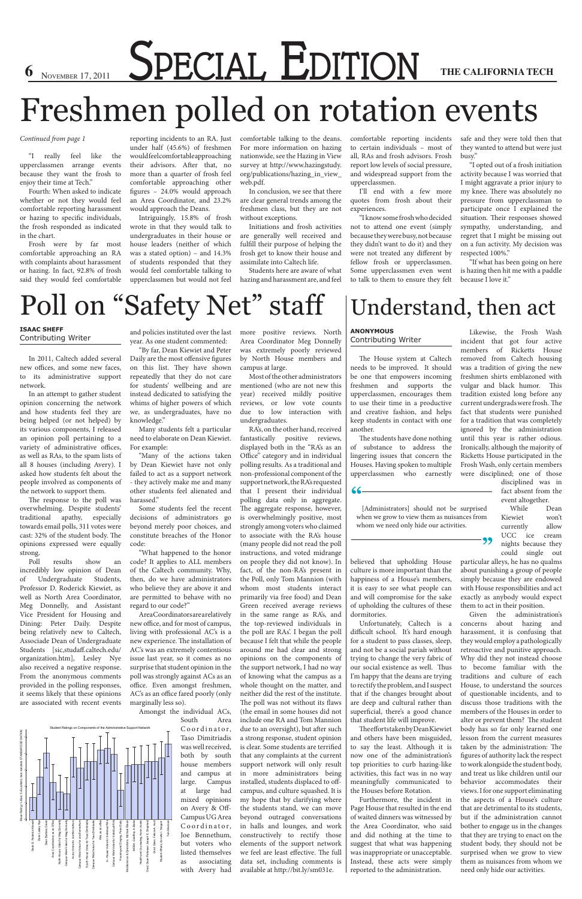# Freshmen polled on rotation events

*Continued from page 1*

"I really feel like the upperclassmen arrange events because they want the frosh to enjoy their time at Tech."

Fourth: When asked to indicate whether or not they would feel comfortable reporting harassment or hazing to specific individuals, the frosh responded as indicated in the chart.

Frosh were by far most comfortable approaching an RA with complaints about harassment or hazing. In fact, 92.8% of frosh said they would feel comfortable reporting incidents to an RA. Just under half (45.6%) of freshmen would feel comfortable approaching their advisors. After that, no more than a quarter of frosh feel comfortable approaching other figures – 24.0% would approach an Area Coordinator, and 23.2% would approach the Deans.

Intriguingly, 15.8% of frosh wrote in that they would talk to undergraduates in their house or house leaders (neither of which was a stated option) – and 14.3% of students responded that they would feel comfortable talking to upperclassmen but would not feel comfortable talking to the deans. For more information on hazing nationwide, see the Hazing in View survey at http://www.hazingstudy.org/publications/hazing_in_view_web.pdf.

In conclusion, we see that there are clear general trends among the freshmen class, but they are not without exceptions.

Initiations and frosh activities are generally well received and fulfill their purpose of helping the frosh get to know their house and assimilate into Caltech life.

Students here are aware of what hazing and harassment are, and feel comfortable reporting incidents to certain individuals – most of all, RAs and frosh advisors. Frosh report low levels of social pressure, and widespread support from the upperclassmen.

I'll end with a few more quotes from frosh about their experiences.

"I know some frosh who decided not to attend one event (simply because they were busy, not because they didn't want to do it) and they were not treated any different by fellow frosh or upperclassmen. Some upperclassmen even went to talk to them to ensure they felt safe and they were told then that they wanted to attend but were just busy."

"I opted out of a frosh initiation activity because I was worried that I might aggravate a prior injury to my knee. There was absolutely no pressure from upperclassman to participate once I explained the situation. Their responses showed sympathy, understanding, and regret that I might be missing out on a fun activity. My decision was respected 100%."

"If what has been going on here is hazing then hit me with a paddle because I love it."

# Poll on "Safety Net" staff

**ISAAC SHEFF**
Contributing Writer

In 2011, Caltech added several new offices, and some new faces, to its administrative support network.

In an attempt to gather student opinion concerning the network and how students feel they are being helped (or not helped) by its various components, I released an opinion poll pertaining to a variety of administrative offices, as well as RAs, to the spam lists of all 8 houses (including Avery). I asked how students felt about the people involved as components of the network to support them.

The response to the poll was overwhelming. Despite students' traditional apathy, especially towards email polls, 311 votes were cast: 32% of the student body. The opinions expressed were equally strong.

Poll results show an incredibly low opinion of Dean of Undergraduate Students, Professor D. Roderick Kiewiet, as well as North Area Coordinator, Meg Donnelly, and Assistant Vice President for Housing and Dining: Peter Daily. Despite being relatively new to Caltech, Associate Dean of Undergraduate Students [sic,studaff.caltech.edu/organization.htm], Lesley Nye also received a negative response. From the anonymous comments provided in the polling responses, it seems likely that these opinions are associated with recent events and policies instituted over the last year. As one student commented:

"By far, Dean Kiewiet and Peter Daily are the most offensive figures on this list. They have shown repeatedly that they do not care for students' wellbeing and are instead dedicated to satisfying the whims of higher powers of which we, as undergraduates, have no knowledge."

Many students felt a particular need to elaborate on Dean Kiewiet. For example:

"Many of the actions taken by Dean Kiewiet have not only failed to act as a support network - they actively make me and many other students feel alienated and harassed."

Some students feel the recent decisions of administrators go beyond merely poor choices, and constitute breaches of the Honor code:

"What happened to the honor code? It applies to ALL members of the Caltech community. Why, then, do we have administrators who believe they are above it and are permitted to behave with no regard to our code?"

Area Coordinators are a relatively new office, and for most of campus, living with professional AC's is a new experience. The installation of AC's was an extremely contentious issue last year, so it comes as no surprise that student opinion in the poll was strongly against ACs as an office. Even amongst freshmen, AC's as an office fared poorly (only marginally less so).

Amongst the individual ACs, South Area Coordinator, Taso Dimitriadis was well received, both by south house members and campus at large. Campus at large had mixed opinions on Avery & Off-Campus UG Area Coordinator, Joe Bennethum, but voters who listed themselves as associating with Avery had more positive reviews. North Area Coordinator Meg Donnelly was extremely poorly reviewed by North House members and campus at large.

Most of the other administrators mentioned (who are not new this year) received mildly positive reviews, or low vote counts due to low interaction with undergraduates.

RA's, on the other hand, received fantastically positive reviews, displayed both in the "RA's as an Office" category and in individual polling results. As a traditional and non-professional component of the support network, the RA's requested that I present their individual polling data only in aggregate. The aggregate response, however, is overwhelmingly positive, most strongly among voters who claimed to associate with the RA's house (many people did not read the poll instructions, and voted midrange on people they did not know). In fact, of the non-RA's present in the Poll, only Tom Mannion (with whom most students interact primarily via free food) and Dean Green received average reviews in the same range as RA's, and the top-reviewed individuals in the poll are RAs'. I began the poll because I felt that while the people around me had clear and strong opinions on the components of the support network, I had no way of knowing what the campus as a whole thought on the matter, and neither did the rest of the institute. The poll was not without its flaws (the email in some houses did not include one RA and Tom Mannion due to an oversight), but after such a strong response, student opinion is clear. Some students are terrified that any complaints at the current support network will only result in more administrators being installed, students displaced to off-campus, and culture squashed. It is my hope that by clarifying where the students stand, we can move beyond outraged conversations in halls and lounges, and work constructively to rectify those elements of the support network we feel are least effective. The full data set, including comments is available at http://bit.ly/sm031e.

Student Ratings on Components of the Administrative Support Network

# Understand, then act

**ANONYMOUS**
Contributing Writer

The House system at Caltech needs to be improved. It should be one that empowers incoming freshmen and supports the upperclassmen, encourages them to use their time in a productive and creative fashion, and helps keep students in contact with one another.

The students have done nothing of substance to address the lingering issues that concern the Houses. Having spoken to multiple upperclassmen who earnestly believed that upholding House culture is more important than the happiness of a House's members, it is easy to see what people can and will compromise for the sake of upholding the cultures of these dormitories.

> "[Administrators] should not be surprised when we grow to view them as nuisances from whom we need only hide our activities."

Unfortunately, Caltech is a difficult school. It's hard enough for a student to pass classes, sleep, and not be a social pariah without trying to change the very fabric of our social existence as well. Thus I'm happy that the deans are trying to rectify the problem, and I suspect that if the changes brought about are deep and cultural rather than superficial, there's a good chance that student life will improve.

The efforts taken by Dean Kiewiet and others have been misguided, to say the least. Although it is now one of the administration's top priorities to curb hazing-like activities, this fact was in no way meaningfully communicated to the Houses before Rotation.

Furthermore, the incident in Page House that resulted in the end of waited dinners was witnessed by the Area Coordinator, who said and did nothing at the time to suggest that what was happening was inappropriate or unacceptable. Instead, these acts were simply reported to the administration.

Likewise, the Frosh Wash incident that got four active members of Ricketts House removed from Caltech housing was a tradition of giving the new freshmen shirts emblazoned with vulgar and black humor. This tradition existed long before any current undergrads were frosh. The fact that students were punished for a tradition that was completely ignored by the administration until this year is rather odious. Ironically, although the majority of Ricketts House participated in the Frosh Wash, only certain members were disciplined; one of those disciplined was in fact absent from the event altogether.

While Dean Kiewiet won't currently allow UCC ice cream nights because they could single out particular alleys, he has no qualms about punishing a group of people simply because they are endowed with House responsibilities and act exactly as anybody would expect them to act in their position.

Given the administration's concerns about hazing and harassment, it is confusing that they would employ a pathologically retroactive and punitive approach. Why did they not instead choose to become familiar with the traditions and culture of each House, to understand the sources of questionable incidents, and to discuss those traditions with the members of the Houses in order to alter or prevent them? The student body has so far only learned one lesson from the current measures taken by the administration: The figures of authority lack the respect to work alongside the student body, and treat us like children until our behavior accommodates their views. I for one support eliminating the aspects of a House's culture that are detrimental to its students, but if the administration cannot bother to engage us in the changes that they are trying to enact on the student body, they should not be surprised when we grow to view them as nuisances from whom we need only hide our activities.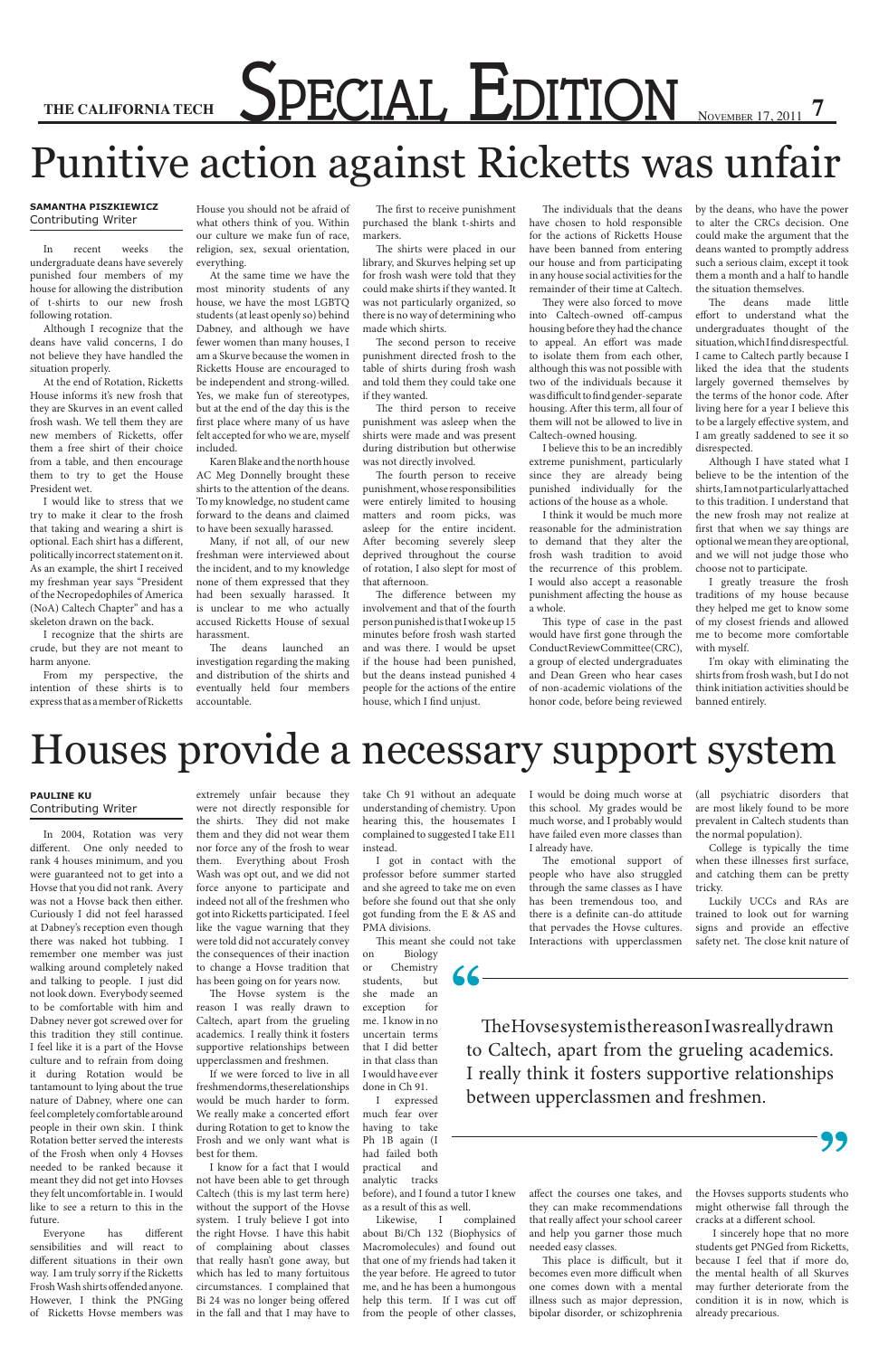# Punitive action against Ricketts was unfair

**SAMANTHA PISZKIEWICZ**
Contributing Writer

In recent weeks the undergraduate deans have severely punished four members of my house for allowing the distribution of t-shirts to our new frosh following rotation.

Although I recognize that the deans have valid concerns, I do not believe they have handled the situation properly.

At the end of Rotation, Ricketts House informs it's new frosh that they are Skurves in an event called frosh wash. We tell them they are new members of Ricketts, offer them a free shirt of their choice from a table, and then encourage them to try to get the House President wet.

I would like to stress that we try to make it clear to the frosh that taking and wearing a shirt is optional. Each shirt has a different, politically incorrect statement on it. As an example, the shirt I received my freshman year says "President of the Necropedophiles of America (NoA) Caltech Chapter" and has a skeleton drawn on the back.

I recognize that the shirts are crude, but they are not meant to harm anyone.

From my perspective, the intention of these shirts is to express that as a member of Ricketts House you should not be afraid of what others think of you. Within our culture we make fun of race, religion, sex, sexual orientation, everything.

At the same time we have the most minority students of any house, we have the most LGBTQ students (at least openly so) behind Dabney, and although we have fewer women than many houses, I am a Skurve because the women in Ricketts House are encouraged to be independent and strong-willed. Yes, we make fun of stereotypes, but at the end of the day this is the first place where many of us have felt accepted for who we are, myself included.

Karen Blake and the north house AC Meg Donnelly brought these shirts to the attention of the deans. To my knowledge, no student came forward to the deans and claimed to have been sexually harassed.

Many, if not all, of our new freshman were interviewed about the incident, and to my knowledge none of them expressed that they had been sexually harassed. It is unclear to me who actually accused Ricketts House of sexual harassment.

The deans launched an investigation regarding the making and distribution of the shirts and eventually held four members accountable.

The first to receive punishment purchased the blank t-shirts and markers.

The shirts were placed in our library, and Skurves helping set up for frosh wash were told that they could make shirts if they wanted. It was not particularly organized, so there is no way of determining who made which shirts.

The second person to receive punishment directed frosh to the table of shirts during frosh wash and told them they could take one if they wanted.

The third person to receive punishment was asleep when the shirts were made and was present during distribution but otherwise was not directly involved.

The fourth person to receive punishment, whose responsibilities were entirely limited to housing matters and room picks, was asleep for the entire incident. After being severely sleep deprived throughout the course of rotation, I also slept for most of that afternoon.

The difference between my involvement and that of the fourth person punished is that I woke up 15 minutes before frosh wash started and was there. I would be upset if the house had been punished, but the deans instead punished 4 people for the actions of the entire house, which I find unjust.

The individuals that the deans have chosen to hold responsible for the actions of Ricketts House have been banned from entering our house and from participating in any house social activities for the remainder of their time at Caltech.

They were also forced to move into Caltech-owned off-campus housing before they had the chance to appeal. An effort was made to isolate them from each other, although this was not possible with two of the individuals because it was difficult to find gender-separate housing. After this term, all four of them will not be allowed to live in Caltech-owned housing.

I believe this to be an incredibly extreme punishment, particularly since they are already being punished individually for the actions of the house as a whole.

I think it would be much more reasonable for the administration to demand that they alter the frosh wash tradition to avoid the recurrence of this problem. I would also accept a reasonable punishment affecting the house as a whole.

This type of case in the past would have first gone through the Conduct Review Committee (CRC), a group of elected undergraduates and Dean Green who hear cases of non-academic violations of the honor code, before being reviewed by the deans, who have the power to alter the CRCs decision. One could make the argument that the deans wanted to promptly address such a serious claim, except it took them a month and a half to handle the situation themselves.

The deans made little effort to understand what the undergraduates thought of the situation, which I find disrespectful. I came to Caltech partly because I liked the idea that the students largely governed themselves by the terms of the honor code. After living here for a year I believe this to be a largely effective system, and I am greatly saddened to see it so disrespected.

Although I have stated what I believe to be the intention of the shirts, I am not particularly attached to this tradition. I understand that the new frosh may not realize at first that when we say things are optional we mean they are optional, and we will not judge those who choose not to participate.

I greatly treasure the frosh traditions of my house because they helped me get to know some of my closest friends and allowed me to become more comfortable with myself.

I'm okay with eliminating the shirts from frosh wash, but I do not think initiation activities should be banned entirely.

# Houses provide a necessary support system

**PAULINE KU**
Contributing Writer

In 2004, Rotation was very different. One only needed to rank 4 houses minimum, and you were guaranteed not to get into a Hovse that you did not rank. Avery was not a Hovse back then either. Curiously I did not feel harassed at Dabney's reception even though there was naked hot tubbing. I remember one member was just walking around completely naked and talking to people. I just did not look down. Everybody seemed to be comfortable with him and Dabney never got screwed over for this tradition they still continue. I feel like it is a part of the Hovse culture and to refrain from doing it during Rotation would be tantamount to lying about the true nature of Dabney, where one can feel completely comfortable around people in their own skin. I think Rotation better served the interests of the Frosh when only 4 Hovses needed to be ranked because it meant they did not get into Hovses they felt uncomfortable in. I would like to see a return to this in the future.

Everyone has different sensibilities and will react to different situations in their own way. I am truly sorry if the Ricketts Frosh Wash shirts offended anyone. However, I think the PNGing of Ricketts Hovse members was extremely unfair because they were not directly responsible for the shirts. They did not make them and they did not wear them nor force any of the frosh to wear them. Everything about Frosh Wash was opt out, and we did not force anyone to participate and indeed not all of the freshmen who got into Ricketts participated. I feel like the vague warning that they were told did not accurately convey the consequences of their inaction to change a Hovse tradition that has been going on for years now.

The Hovse system is the reason I was really drawn to Caltech, apart from the grueling academics. I really think it fosters supportive relationships between upperclassmen and freshmen.

If we were forced to live in all freshmen dorms, these relationships would be much harder to form. We really make a concerted effort during Rotation to get to know the Frosh and we only want what is best for them.

I know for a fact that I would not have been able to get through Caltech (this is my last term here) without the support of the Hovse system. I truly believe I got into the right Hovse. I have this habit of complaining about classes that really hasn't gone away, but which has led to many fortuitous circumstances. I complained that Bi 24 was no longer being offered in the fall and that I may have to take Ch 91 without an adequate understanding of chemistry. Upon hearing this, the housemates I complained to suggested I take E11 instead.

I got in contact with the professor before summer started and she agreed to take me on even before she found out that she only got funding from the E & AS and PMA divisions.

This meant she could not take on Biology or Chemistry students, but she made an exception for me. I know in no uncertain terms that I did better in that class than I would have ever done in Ch 91.

I expressed much fear over having to take Ph 1B again (I had failed both practical and analytic tracks before), and I found a tutor I knew as a result of this as well.

Likewise, I complained about Bi/Ch 132 (Biophysics of Macromolecules) and found out that one of my friends had taken it the year before. He agreed to tutor me, and he has been a humongous help this term. If I was cut off from the people of other classes, I would be doing much worse at this school. My grades would be much worse, and I probably would have failed even more classes than I already have.

The emotional support of people who have also struggled through the same classes as I have has been tremendous too, and there is a definite can-do attitude that pervades the Hovse cultures. Interactions with upperclassmen affect the courses one takes, and they can make recommendations that really affect your school career and help you garner those much needed easy classes.

This place is difficult, but it becomes even more difficult when one comes down with a mental illness such as major depression, bipolar disorder, or schizophrenia (all psychiatric disorders that are most likely found to be more prevalent in Caltech students than the normal population).

College is typically the time when these illnesses first surface, and catching them can be pretty tricky.

Luckily UCCs and RAs are trained to look out for warning signs and provide an effective safety net. The close knit nature of the Hovses supports students who might otherwise fall through the cracks at a different school.

I sincerely hope that no more students get PNGed from Ricketts, because I feel that if more do, the mental health of all Skurves may further deteriorate from the condition it is in now, which is already precarious.

> "The Hovse system is the reason I was really drawn to Caltech, apart from the grueling academics. I really think it fosters supportive relationships between upperclassmen and freshmen."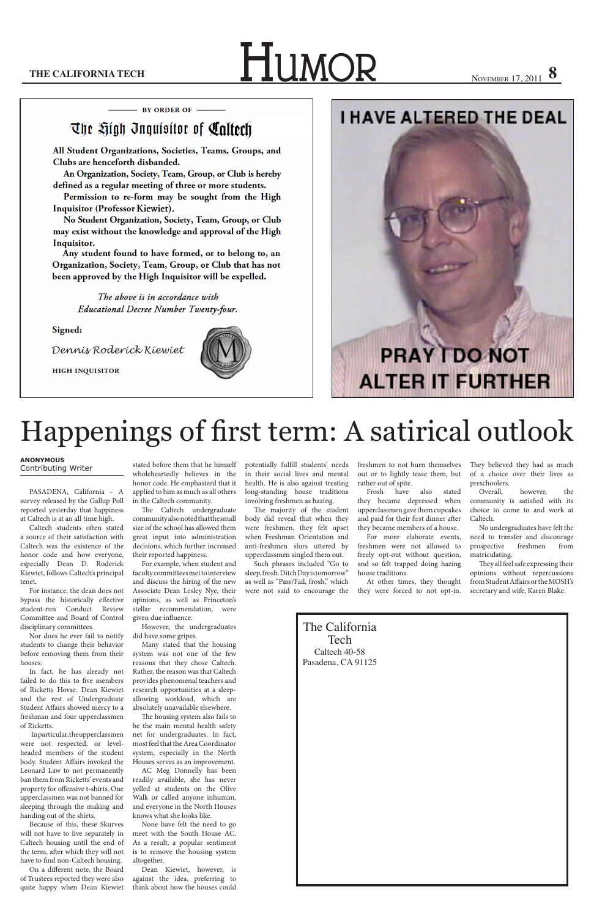BY ORDER OF

**The High Inquisitor of Caltech**

**All Student Organizations, Societies, Teams, Groups, and Clubs are henceforth disbanded.**

**An Organization, Society, Team, Group, or Club is hereby defined as a regular meeting of three or more students.**

**Permission to re-form may be sought from the High Inquisitor (Professor Kiewiet).**

**No Student Organization, Society, Team, Group, or Club may exist without the knowledge and approval of the High Inquisitor.**

**Any student found to have formed, or to belong to, an Organization, Society, Team, Group, or Club that has not been approved by the High Inquisitor will be expelled.**

*The above is in accordance with Educational Decree Number Twenty-four.*

**Signed:**

*Dennis Roderick Kiewiet*

HIGH INQUISITOR

I HAVE ALTERED THE DEAL

PRAY I DO NOT ALTER IT FURTHER

# Happenings of first term: A satirical outlook

**ANONYMOUS**
Contributing Writer

PASADENA, California - A survey released by the Gallup Poll reported yesterday that happiness at Caltech is at an all time high.

Caltech students often stated a source of their satisfaction with Caltech was the existence of the honor code and how everyone, especially Dean D. Roderick Kiewiet, follows Caltech's principal tenet.

For instance, the dean does not bypass the historically effective student-run Conduct Review Committee and Board of Control disciplinary committees.

Nor does he ever fail to notify students to change their behavior before removing them from their houses.

In fact, he has already not failed to do this to five members of Ricketts Hovse. Dean Kiewiet and the rest of Undergraduate Student Affairs showed mercy to a freshman and four upperclassmen of Ricketts.

In particular, the upperclassmen were not respected, or level-headed members of the student body. Student Affairs invoked the Leonard Law to not permanently ban them from Ricketts' events and property for offensive t-shirts. One upperclassmen was not banned for sleeping through the making and handing out of the shirts.

Because of this, these Skurves will not have to live separately in Caltech housing until the end of the term, after which they will not have to find non-Caltech housing.

On a different note, the Board of Trustees reported they were also quite happy when Dean Kiewiet stated before them that he himself wholeheartedly believes in the honor code. He emphasized that it applied to him as much as all others in the Caltech community.

The Caltech undergraduate community also noted that the small size of the school has allowed them great input into administration decisions, which further increased their reported happiness.

For example, when student and faculty committees met to interview and discuss the hiring of the new Associate Dean Lesley Nye, their opinions, as well as Princeton's stellar recommendation, were given due influence.

However, the undergraduates did have some gripes.

Many stated that the housing system was not one of the few reasons that they chose Caltech. Rather, the reason was that Caltech provides phenomenal teachers and research opportunities at a sleep-allowing workload, which are absolutely unavailable elsewhere.

The housing system also fails to be the main mental health safety net for undergraduates. In fact, most feel that the Area Coordinator system, especially in the North Houses serves as an improvement.

AC Meg Donnelly has been readily available, she has never yelled at students on the Olive Walk or called anyone inhuman, and everyone in the North Houses knows what she looks like.

None have felt the need to go meet with the South House AC. As a result, a popular sentiment is to remove the housing system altogether.

Dean Kiewiet, however, is against the idea, preferring to think about how the houses could potentially fulfill students' needs in their social lives and mental health. He is also against treating long-standing house traditions involving freshmen as hazing.

The majority of the student body did reveal that when they were freshmen, they felt upset when Freshman Orientation and anti-freshmen slurs uttered by upperclassmen singled them out.

Such phrases included "Go to sleep, frosh. Ditch Day is tomorrow" as well as "Pass/Fail, frosh," which were not said to encourage the freshmen to not burn themselves out or to lightly tease them, but rather out of spite.

Frosh have also stated they became depressed when upperclassmen gave them cupcakes and paid for their first dinner after they became members of a house.

For more elaborate events, freshmen were not allowed to freely opt-out without question, and so felt trapped doing hazing house traditions.

At other times, they thought they were forced to not opt-in. They believed they had as much of a choice over their lives as preschoolers.

Overall, however, the community is satisfied with its choice to come to and work at Caltech.

No undergraduates have felt the need to transfer and discourage prospective freshmen from matriculating.

They all feel safe expressing their opinions without repercussions from Student Affairs or the MOSH's secretary and wife, Karen Blake.

The California Tech
Caltech 40-58
Pasadena, CA 91125